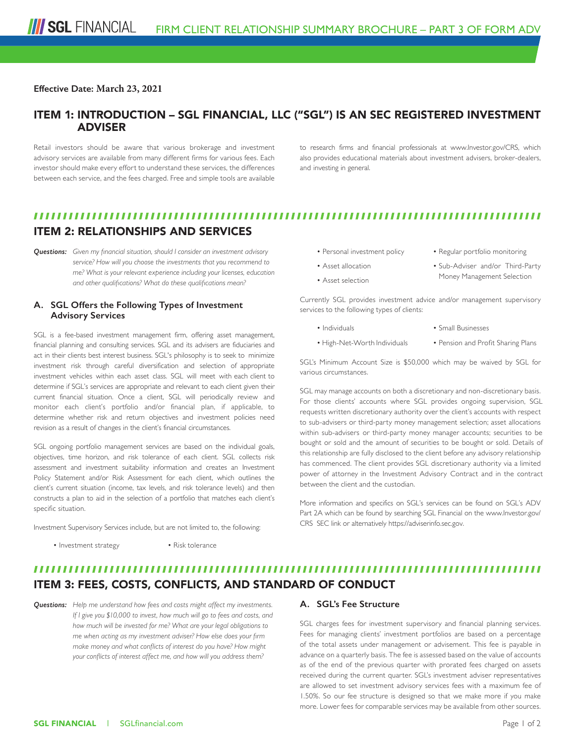# FIRM CLIENT RELATIONSHIP SUMMARY BROCHURE – PART 3 OF FORM ADV

**Effective Date: March 23, 2021**

## ITEM 1: INTRODUCTION – SGL FINANCIAL, LLC ("SGL") IS AN SEC REGISTERED INVESTMENT ADVISER

Retail investors should be aware that various brokerage and investment advisory services are available from many different firms for various fees. Each investor should make every effort to understand these services, the differences between each service, and the fees charged. Free and simple tools are available to research firms and financial professionals at www.Investor.gov/CRS, which also provides educational materials about investment advisers, broker-dealers, and investing in general.

## ITEM 2: RELATIONSHIPS AND SERVICES

***Questions:*** *Given my financial situation, should I consider an investment advisory service? How will you choose the investments that you recommend to me? What is your relevant experience including your licenses, education and other qualifications? What do these qualifications mean?*

### A. SGL Offers the Following Types of Investment Advisory Services

SGL is a fee-based investment management firm, offering asset management, financial planning and consulting services. SGL and its advisers are fiduciaries and act in their clients best interest business. SGL's philosophy is to seek to minimize investment risk through careful diversification and selection of appropriate investment vehicles within each asset class. SGL will meet with each client to determine if SGL's services are appropriate and relevant to each client given their current financial situation. Once a client, SGL will periodically review and monitor each client's portfolio and/or financial plan, if applicable, to determine whether risk and return objectives and investment policies need revision as a result of changes in the client's financial circumstances.

SGL ongoing portfolio management services are based on the individual goals, objectives, time horizon, and risk tolerance of each client. SGL collects risk assessment and investment suitability information and creates an Investment Policy Statement and/or Risk Assessment for each client, which outlines the client's current situation (income, tax levels, and risk tolerance levels) and then constructs a plan to aid in the selection of a portfolio that matches each client's specific situation.

Investment Supervisory Services include, but are not limited to, the following:

- Investment strategy
- Risk tolerance
- Personal investment policy
- Asset allocation
- Asset selection
- Regular portfolio monitoring
- Sub-Adviser and/or Third-Party Money Management Selection

Currently SGL provides investment advice and/or management supervisory services to the following types of clients:

- Individuals
- High-Net-Worth Individuals
- Small Businesses
- Pension and Profit Sharing Plans

SGL's Minimum Account Size is $50,000 which may be waived by SGL for various circumstances.

SGL may manage accounts on both a discretionary and non-discretionary basis. For those clients' accounts where SGL provides ongoing supervision, SGL requests written discretionary authority over the client's accounts with respect to sub-advisers or third-party money management selection; asset allocations within sub-advisers or third-party money manager accounts; securities to be bought or sold and the amount of securities to be bought or sold. Details of this relationship are fully disclosed to the client before any advisory relationship has commenced. The client provides SGL discretionary authority via a limited power of attorney in the Investment Advisory Contract and in the contract between the client and the custodian.

More information and specifics on SGL's services can be found on SGL's ADV Part 2A which can be found by searching SGL Financial on the www.Investor.gov/CRS SEC link or alternatively https://adviserinfo.sec.gov.

## ITEM 3: FEES, COSTS, CONFLICTS, AND STANDARD OF CONDUCT

***Questions:*** *Help me understand how fees and costs might affect my investments. If I give you $10,000 to invest, how much will go to fees and costs, and how much will be invested for me? What are your legal obligations to me when acting as my investment adviser? How else does your firm make money and what conflicts of interest do you have? How might your conflicts of interest affect me, and how will you address them?*

### A. SGL's Fee Structure

SGL charges fees for investment supervisory and financial planning services. Fees for managing clients' investment portfolios are based on a percentage of the total assets under management or advisement. This fee is payable in advance on a quarterly basis. The fee is assessed based on the value of accounts as of the end of the previous quarter with prorated fees charged on assets received during the current quarter. SGL's investment adviser representatives are allowed to set investment advisory services fees with a maximum fee of 1.50%. So our fee structure is designed so that we make more if you make more. Lower fees for comparable services may be available from other sources.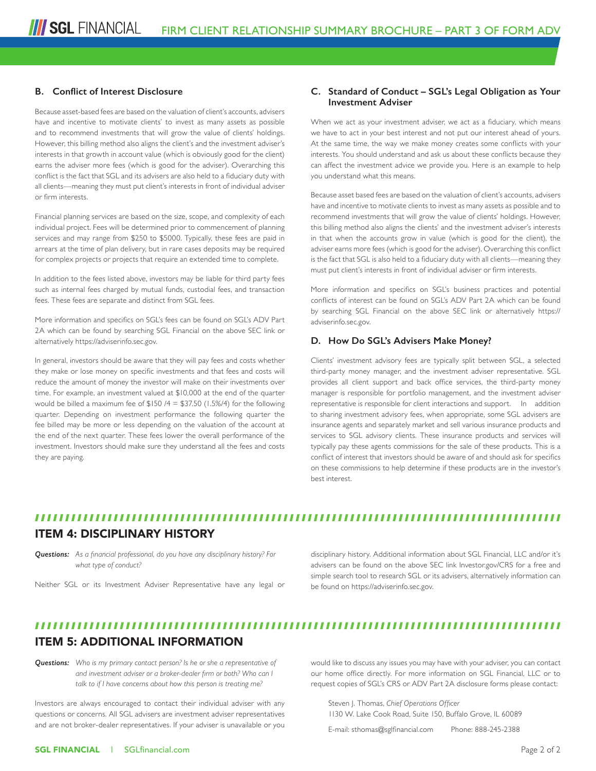### B. Conflict of Interest Disclosure

Because asset-based fees are based on the valuation of client's accounts, advisers have and incentive to motivate clients' to invest as many assets as possible and to recommend investments that will grow the value of clients' holdings. However, this billing method also aligns the client's and the investment adviser's interests in that growth in account value (which is obviously good for the client) earns the adviser more fees (which is good for the adviser). Overarching this conflict is the fact that SGL and its advisers are also held to a fiduciary duty with all clients—meaning they must put client's interests in front of individual adviser or firm interests.

Financial planning services are based on the size, scope, and complexity of each individual project. Fees will be determined prior to commencement of planning services and may range from $250 to $5000. Typically, these fees are paid in arrears at the time of plan delivery, but in rare cases deposits may be required for complex projects or projects that require an extended time to complete.

In addition to the fees listed above, investors may be liable for third party fees such as internal fees charged by mutual funds, custodial fees, and transaction fees. These fees are separate and distinct from SGL fees.

More information and specifics on SGL's fees can be found on SGL's ADV Part 2A which can be found by searching SGL Financial on the above SEC link or alternatively https://adviserinfo.sec.gov.

In general, investors should be aware that they will pay fees and costs whether they make or lose money on specific investments and that fees and costs will reduce the amount of money the investor will make on their investments over time. For example, an investment valued at $10,000 at the end of the quarter would be billed a maximum fee of $150 /4 = $37.50 (1.5%/4) for the following quarter. Depending on investment performance the following quarter the fee billed may be more or less depending on the valuation of the account at the end of the next quarter. These fees lower the overall performance of the investment. Investors should make sure they understand all the fees and costs they are paying.

### C. Standard of Conduct – SGL's Legal Obligation as Your Investment Adviser

When we act as your investment adviser, we act as a fiduciary, which means we have to act in your best interest and not put our interest ahead of yours. At the same time, the way we make money creates some conflicts with your interests. You should understand and ask us about these conflicts because they can affect the investment advice we provide you. Here is an example to help you understand what this means.

Because asset based fees are based on the valuation of client's accounts, advisers have and incentive to motivate clients to invest as many assets as possible and to recommend investments that will grow the value of clients' holdings. However, this billing method also aligns the clients' and the investment adviser's interests in that when the accounts grow in value (which is good for the client), the adviser earns more fees (which is good for the adviser). Overarching this conflict is the fact that SGL is also held to a fiduciary duty with all clients—meaning they must put client's interests in front of individual adviser or firm interests.

More information and specifics on SGL's business practices and potential conflicts of interest can be found on SGL's ADV Part 2A which can be found by searching SGL Financial on the above SEC link or alternatively https://adviserinfo.sec.gov.

### D. How Do SGL's Advisers Make Money?

Clients' investment advisory fees are typically split between SGL, a selected third-party money manager, and the investment adviser representative. SGL provides all client support and back office services, the third-party money manager is responsible for portfolio management, and the investment adviser representative is responsible for client interactions and support. In addition to sharing investment advisory fees, when appropriate, some SGL advisers are insurance agents and separately market and sell various insurance products and services to SGL advisory clients. These insurance products and services will typically pay these agents commissions for the sale of these products. This is a conflict of interest that investors should be aware of and should ask for specifics on these commissions to help determine if these products are in the investor's best interest.

## ITEM 4: DISCIPLINARY HISTORY

***Questions:*** *As a financial professional, do you have any disciplinary history? For what type of conduct?*

Neither SGL or its Investment Adviser Representative have any legal or disciplinary history. Additional information about SGL Financial, LLC and/or it's advisers can be found on the above SEC link Investor.gov/CRS for a free and simple search tool to research SGL or its advisers, alternatively information can be found on https://adviserinfo.sec.gov.

## ITEM 5: ADDITIONAL INFORMATION

***Questions:*** *Who is my primary contact person? Is he or she a representative of and investment adviser or a broker-dealer firm or both? Who can I talk to if I have concerns about how this person is treating me?*

Investors are always encouraged to contact their individual adviser with any questions or concerns. All SGL advisers are investment adviser representatives and are not broker-dealer representatives. If your adviser is unavailable or you would like to discuss any issues you may have with your adviser, you can contact our home office directly. For more information on SGL Financial, LLC or to request copies of SGL's CRS or ADV Part 2A disclosure forms please contact:

Steven J. Thomas, *Chief Operations Officer*
1130 W. Lake Cook Road, Suite 150, Buffalo Grove, IL 60089

E-mail: sthomas@sglfinancial.com Phone: 888-245-2388